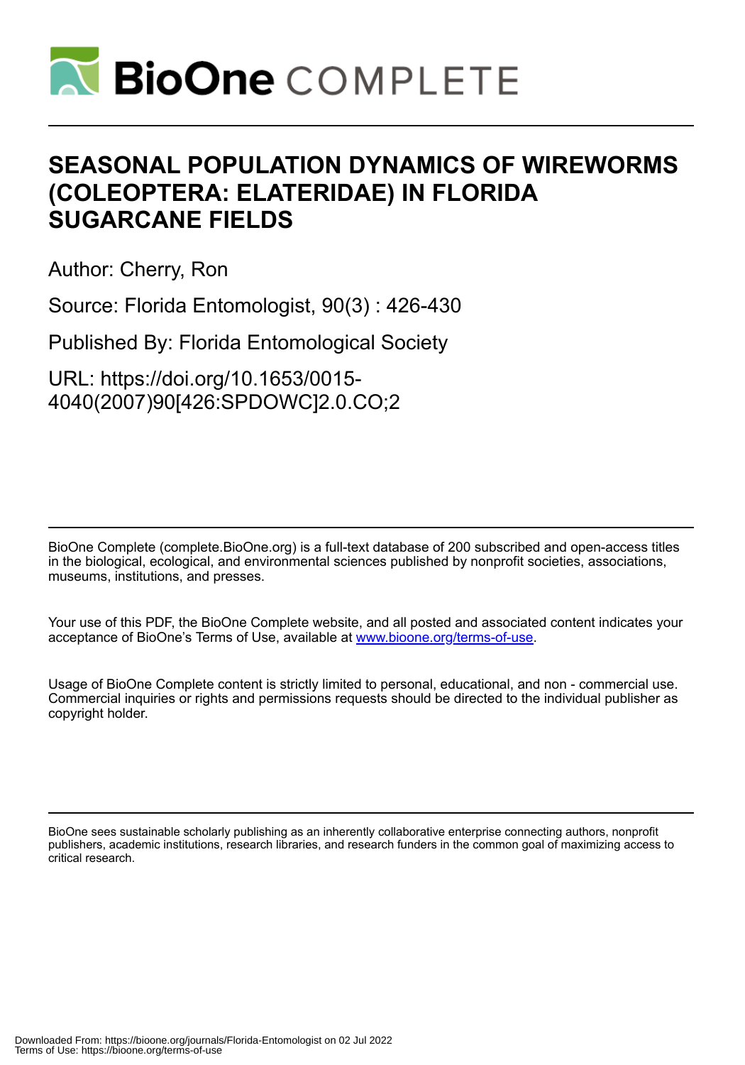# SEASONAL POPULATION DYNAMICS OF WIREWORMS (COLEOPTERA: ELATERIDAE) IN FLORIDA SUGARCANE FIELDS

Author: Cherry, Ron

Source: Florida Entomologist, 90(3) : 426-430

Published By: Florida Entomological Society

URL: https://doi.org/10.1653/0015-4040(2007)90[426:SPDOWC]2.0.CO;2

BioOne Complete (complete.BioOne.org) is a full-text database of 200 subscribed and open-access titles in the biological, ecological, and environmental sciences published by nonprofit societies, associations, museums, institutions, and presses.

Your use of this PDF, the BioOne Complete website, and all posted and associated content indicates your acceptance of BioOne's Terms of Use, available at www.bioone.org/terms-of-use.

Usage of BioOne Complete content is strictly limited to personal, educational, and non - commercial use. Commercial inquiries or rights and permissions requests should be directed to the individual publisher as copyright holder.

BioOne sees sustainable scholarly publishing as an inherently collaborative enterprise connecting authors, nonprofit publishers, academic institutions, research libraries, and research funders in the common goal of maximizing access to critical research.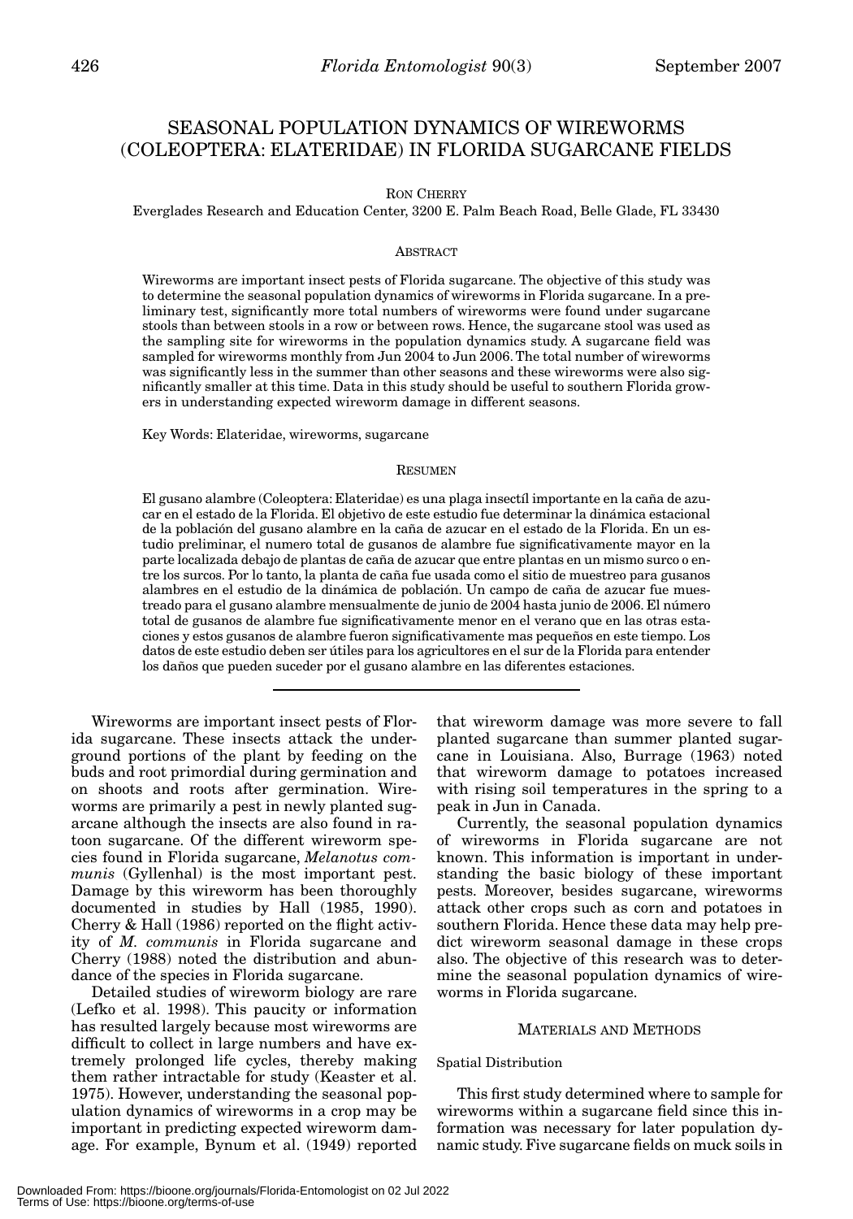# SEASONAL POPULATION DYNAMICS OF WIREWORMS (COLEOPTERA: ELATERIDAE) IN FLORIDA SUGARCANE FIELDS

RON CHERRY

Everglades Research and Education Center, 3200 E. Palm Beach Road, Belle Glade, FL 33430

## ABSTRACT

Wireworms are important insect pests of Florida sugarcane. The objective of this study was to determine the seasonal population dynamics of wireworms in Florida sugarcane. In a preliminary test, significantly more total numbers of wireworms were found under sugarcane stools than between stools in a row or between rows. Hence, the sugarcane stool was used as the sampling site for wireworms in the population dynamics study. A sugarcane field was sampled for wireworms monthly from Jun 2004 to Jun 2006. The total number of wireworms was significantly less in the summer than other seasons and these wireworms were also significantly smaller at this time. Data in this study should be useful to southern Florida growers in understanding expected wireworm damage in different seasons.

Key Words: Elateridae, wireworms, sugarcane

## RESUMEN

El gusano alambre (Coleoptera: Elateridae) es una plaga insectíl importante en la caña de azucar en el estado de la Florida. El objetivo de este estudio fue determinar la dinámica estacional de la población del gusano alambre en la caña de azucar en el estado de la Florida. En un estudio preliminar, el numero total de gusanos de alambre fue significativamente mayor en la parte localizada debajo de plantas de caña de azucar que entre plantas en un mismo surco o entre los surcos. Por lo tanto, la planta de caña fue usada como el sitio de muestreo para gusanos alambres en el estudio de la dinámica de población. Un campo de caña de azucar fue muestreado para el gusano alambre mensualmente de junio de 2004 hasta junio de 2006. El número total de gusanos de alambre fue significativamente menor en el verano que en las otras estaciones y estos gusanos de alambre fueron significativamente mas pequeños en este tiempo. Los datos de este estudio deben ser útiles para los agricultores en el sur de la Florida para entender los daños que pueden suceder por el gusano alambre en las diferentes estaciones.

---

Wireworms are important insect pests of Florida sugarcane. These insects attack the underground portions of the plant by feeding on the buds and root primordial during germination and on shoots and roots after germination. Wireworms are primarily a pest in newly planted sugarcane although the insects are also found in ratoon sugarcane. Of the different wireworm species found in Florida sugarcane, *Melanotus communis* (Gyllenhal) is the most important pest. Damage by this wireworm has been thoroughly documented in studies by Hall (1985, 1990). Cherry & Hall (1986) reported on the flight activity of *M. communis* in Florida sugarcane and Cherry (1988) noted the distribution and abundance of the species in Florida sugarcane.

Detailed studies of wireworm biology are rare (Lefko et al. 1998). This paucity or information has resulted largely because most wireworms are difficult to collect in large numbers and have extremely prolonged life cycles, thereby making them rather intractable for study (Keaster et al. 1975). However, understanding the seasonal population dynamics of wireworms in a crop may be important in predicting expected wireworm damage. For example, Bynum et al. (1949) reported that wireworm damage was more severe to fall planted sugarcane than summer planted sugarcane in Louisiana. Also, Burrage (1963) noted that wireworm damage to potatoes increased with rising soil temperatures in the spring to a peak in Jun in Canada.

Currently, the seasonal population dynamics of wireworms in Florida sugarcane are not known. This information is important in understanding the basic biology of these important pests. Moreover, besides sugarcane, wireworms attack other crops such as corn and potatoes in southern Florida. Hence these data may help predict wireworm seasonal damage in these crops also. The objective of this research was to determine the seasonal population dynamics of wireworms in Florida sugarcane.

## MATERIALS AND METHODS

### Spatial Distribution

This first study determined where to sample for wireworms within a sugarcane field since this information was necessary for later population dynamic study. Five sugarcane fields on muck soils in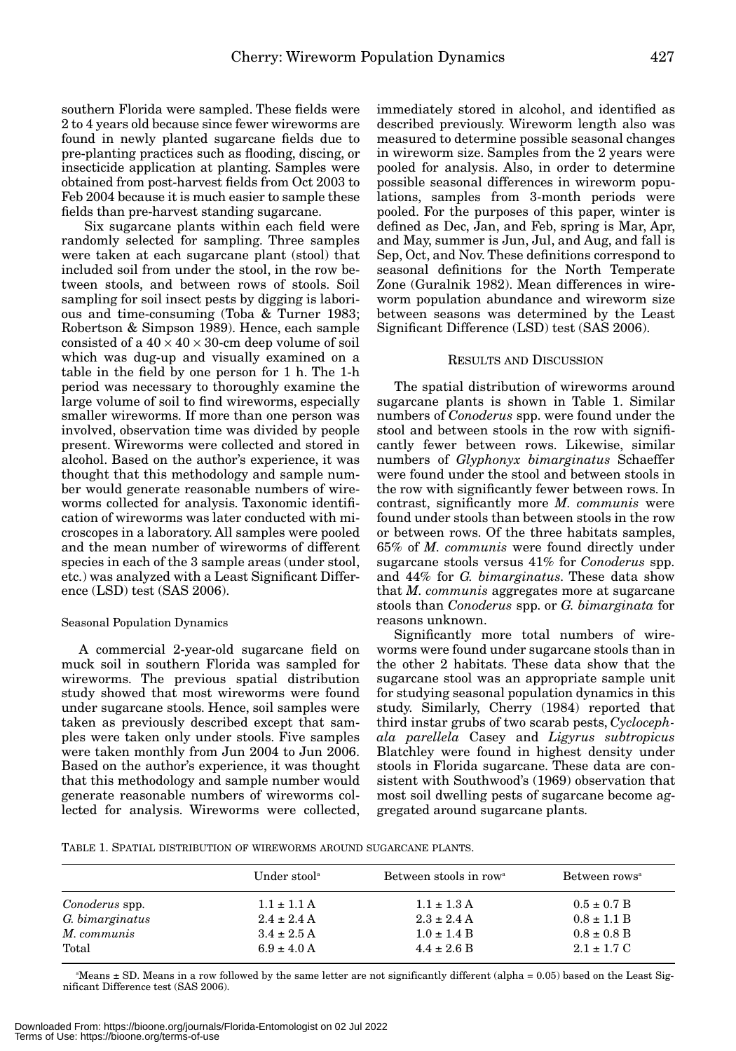southern Florida were sampled. These fields were 2 to 4 years old because since fewer wireworms are found in newly planted sugarcane fields due to pre-planting practices such as flooding, discing, or insecticide application at planting. Samples were obtained from post-harvest fields from Oct 2003 to Feb 2004 because it is much easier to sample these fields than pre-harvest standing sugarcane.

Six sugarcane plants within each field were randomly selected for sampling. Three samples were taken at each sugarcane plant (stool) that included soil from under the stool, in the row between stools, and between rows of stools. Soil sampling for soil insect pests by digging is laborious and time-consuming (Toba & Turner 1983; Robertson & Simpson 1989). Hence, each sample consisted of a 40 × 40 × 30-cm deep volume of soil which was dug-up and visually examined on a table in the field by one person for 1 h. The 1-h period was necessary to thoroughly examine the large volume of soil to find wireworms, especially smaller wireworms. If more than one person was involved, observation time was divided by people present. Wireworms were collected and stored in alcohol. Based on the author's experience, it was thought that this methodology and sample number would generate reasonable numbers of wireworms collected for analysis. Taxonomic identification of wireworms was later conducted with microscopes in a laboratory. All samples were pooled and the mean number of wireworms of different species in each of the 3 sample areas (under stool, etc.) was analyzed with a Least Significant Difference (LSD) test (SAS 2006).

### Seasonal Population Dynamics

A commercial 2-year-old sugarcane field on muck soil in southern Florida was sampled for wireworms. The previous spatial distribution study showed that most wireworms were found under sugarcane stools. Hence, soil samples were taken as previously described except that samples were taken only under stools. Five samples were taken monthly from Jun 2004 to Jun 2006. Based on the author's experience, it was thought that this methodology and sample number would generate reasonable numbers of wireworms collected for analysis. Wireworms were collected, immediately stored in alcohol, and identified as described previously. Wireworm length also was measured to determine possible seasonal changes in wireworm size. Samples from the 2 years were pooled for analysis. Also, in order to determine possible seasonal differences in wireworm populations, samples from 3-month periods were pooled. For the purposes of this paper, winter is defined as Dec, Jan, and Feb, spring is Mar, Apr, and May, summer is Jun, Jul, and Aug, and fall is Sep, Oct, and Nov. These definitions correspond to seasonal definitions for the North Temperate Zone (Guralnik 1982). Mean differences in wireworm population abundance and wireworm size between seasons was determined by the Least Significant Difference (LSD) test (SAS 2006).

## RESULTS AND DISCUSSION

The spatial distribution of wireworms around sugarcane plants is shown in Table 1. Similar numbers of *Conoderus* spp. were found under the stool and between stools in the row with significantly fewer between rows. Likewise, similar numbers of *Glyphonyx bimarginatus* Schaeffer were found under the stool and between stools in the row with significantly fewer between rows. In contrast, significantly more *M. communis* were found under stools than between stools in the row or between rows. Of the three habitats samples, 65% of *M. communis* were found directly under sugarcane stools versus 41% for *Conoderus* spp. and 44% for *G. bimarginatus*. These data show that *M. communis* aggregates more at sugarcane stools than *Conoderus* spp. or *G. bimarginata* for reasons unknown.

Significantly more total numbers of wireworms were found under sugarcane stools than in the other 2 habitats. These data show that the sugarcane stool was an appropriate sample unit for studying seasonal population dynamics in this study. Similarly, Cherry (1984) reported that third instar grubs of two scarab pests, *Cyclocephala parellela* Casey and *Ligyrus subtropicus* Blatchley were found in highest density under stools in Florida sugarcane. These data are consistent with Southwood's (1969) observation that most soil dwelling pests of sugarcane become aggregated around sugarcane plants.

TABLE 1. SPATIAL DISTRIBUTION OF WIREWORMS AROUND SUGARCANE PLANTS.

| | Under stool[a] | Between stools in row[a] | Between rows[a] |
|---|---|---|---|
| *Conoderus* spp. | 1.1 ± 1.1 A | 1.1 ± 1.3 A | 0.5 ± 0.7 B |
| *G. bimarginatus* | 2.4 ± 2.4 A | 2.3 ± 2.4 A | 0.8 ± 1.1 B |
| *M. communis* | 3.4 ± 2.5 A | 1.0 ± 1.4 B | 0.8 ± 0.8 B |
| Total | 6.9 ± 4.0 A | 4.4 ± 2.6 B | 2.1 ± 1.7 C |

[a]Means ± SD. Means in a row followed by the same letter are not significantly different (alpha = 0.05) based on the Least Significant Difference test (SAS 2006).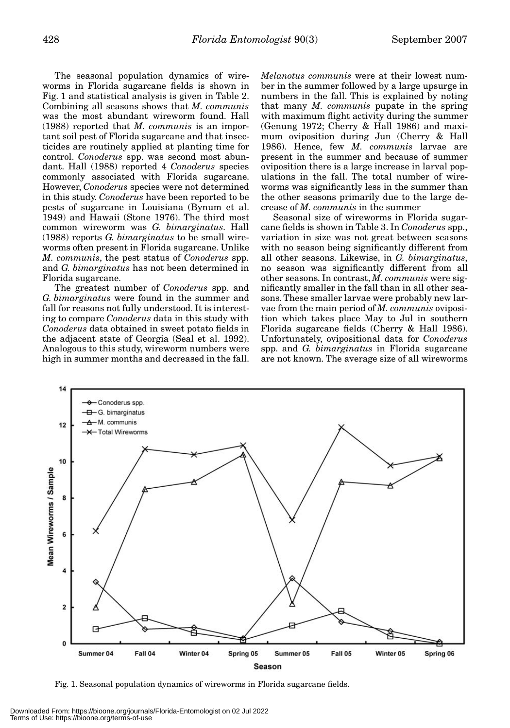The seasonal population dynamics of wireworms in Florida sugarcane fields is shown in Fig. 1 and statistical analysis is given in Table 2. Combining all seasons shows that *M. communis* was the most abundant wireworm found. Hall (1988) reported that *M. communis* is an important soil pest of Florida sugarcane and that insecticides are routinely applied at planting time for control. *Conoderus* spp. was second most abundant. Hall (1988) reported 4 *Conoderus* species commonly associated with Florida sugarcane. However, *Conoderus* species were not determined in this study. *Conoderus* have been reported to be pests of sugarcane in Louisiana (Bynum et al. 1949) and Hawaii (Stone 1976). The third most common wireworm was *G. bimarginatus*. Hall (1988) reports *G. bimarginatus* to be small wireworms often present in Florida sugarcane. Unlike *M. communis*, the pest status of *Conoderus* spp. and *G. bimarginatus* has not been determined in Florida sugarcane.

The greatest number of *Conoderus* spp. and *G. bimarginatus* were found in the summer and fall for reasons not fully understood. It is interesting to compare *Conoderus* data in this study with *Conoderus* data obtained in sweet potato fields in the adjacent state of Georgia (Seal et al. 1992). Analogous to this study, wireworm numbers were high in summer months and decreased in the fall. *Melanotus communis* were at their lowest number in the summer followed by a large upsurge in numbers in the fall. This is explained by noting that many *M. communis* pupate in the spring with maximum flight activity during the summer (Genung 1972; Cherry & Hall 1986) and maximum oviposition during Jun (Cherry & Hall 1986). Hence, few *M. communis* larvae are present in the summer and because of summer oviposition there is a large increase in larval populations in the fall. The total number of wireworms was significantly less in the summer than the other seasons primarily due to the large decrease of *M. communis* in the summer

Seasonal size of wireworms in Florida sugarcane fields is shown in Table 3. In *Conoderus* spp., variation in size was not great between seasons with no season being significantly different from all other seasons. Likewise, in *G. bimarginatus*, no season was significantly different from all other seasons. In contrast, *M. communis* were significantly smaller in the fall than in all other seasons. These smaller larvae were probably new larvae from the main period of *M. communis* oviposition which takes place May to Jul in southern Florida sugarcane fields (Cherry & Hall 1986). Unfortunately, ovipositional data for *Conoderus* spp. and *G. bimarginatus* in Florida sugarcane are not known. The average size of all wireworms

Fig. 1. Seasonal population dynamics of wireworms in Florida sugarcane fields.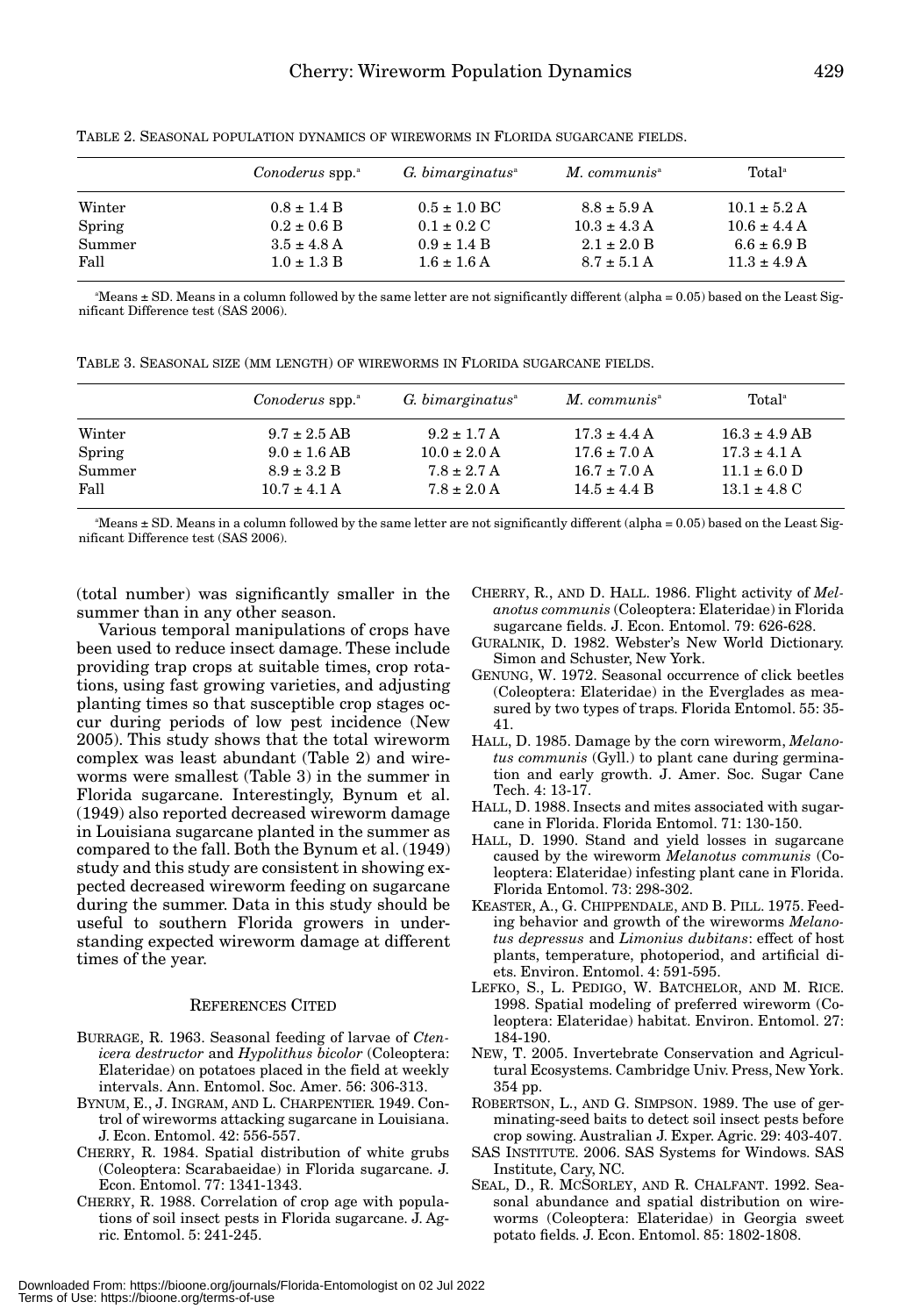TABLE 2. SEASONAL POPULATION DYNAMICS OF WIREWORMS IN FLORIDA SUGARCANE FIELDS.

| | *Conoderus* spp.[a] | *G. bimarginatus*[a] | *M. communis*[a] | Total[a] |
|---|---|---|---|---|
| Winter | 0.8 ± 1.4 B | 0.5 ± 1.0 BC | 8.8 ± 5.9 A | 10.1 ± 5.2 A |
| Spring | 0.2 ± 0.6 B | 0.1 ± 0.2 C | 10.3 ± 4.3 A | 10.6 ± 4.4 A |
| Summer | 3.5 ± 4.8 A | 0.9 ± 1.4 B | 2.1 ± 2.0 B | 6.6 ± 6.9 B |
| Fall | 1.0 ± 1.3 B | 1.6 ± 1.6 A | 8.7 ± 5.1 A | 11.3 ± 4.9 A |

[a]Means ± SD. Means in a column followed by the same letter are not significantly different (alpha = 0.05) based on the Least Significant Difference test (SAS 2006).

TABLE 3. SEASONAL SIZE (MM LENGTH) OF WIREWORMS IN FLORIDA SUGARCANE FIELDS.

| | *Conoderus* spp.[a] | *G. bimarginatus*[a] | *M. communis*[a] | Total[a] |
|---|---|---|---|---|
| Winter | 9.7 ± 2.5 AB | 9.2 ± 1.7 A | 17.3 ± 4.4 A | 16.3 ± 4.9 AB |
| Spring | 9.0 ± 1.6 AB | 10.0 ± 2.0 A | 17.6 ± 7.0 A | 17.3 ± 4.1 A |
| Summer | 8.9 ± 3.2 B | 7.8 ± 2.7 A | 16.7 ± 7.0 A | 11.1 ± 6.0 D |
| Fall | 10.7 ± 4.1 A | 7.8 ± 2.0 A | 14.5 ± 4.4 B | 13.1 ± 4.8 C |

[a]Means ± SD. Means in a column followed by the same letter are not significantly different (alpha = 0.05) based on the Least Significant Difference test (SAS 2006).

(total number) was significantly smaller in the summer than in any other season.

Various temporal manipulations of crops have been used to reduce insect damage. These include providing trap crops at suitable times, crop rotations, using fast growing varieties, and adjusting planting times so that susceptible crop stages occur during periods of low pest incidence (New 2005). This study shows that the total wireworm complex was least abundant (Table 2) and wireworms were smallest (Table 3) in the summer in Florida sugarcane. Interestingly, Bynum et al. (1949) also reported decreased wireworm damage in Louisiana sugarcane planted in the summer as compared to the fall. Both the Bynum et al. (1949) study and this study are consistent in showing expected decreased wireworm feeding on sugarcane during the summer. Data in this study should be useful to southern Florida growers in understanding expected wireworm damage at different times of the year.

## REFERENCES CITED

BURRAGE, R. 1963. Seasonal feeding of larvae of *Ctenicera destructor* and *Hypolithus bicolor* (Coleoptera: Elateridae) on potatoes placed in the field at weekly intervals. Ann. Entomol. Soc. Amer. 56: 306-313.

BYNUM, E., J. INGRAM, AND L. CHARPENTIER. 1949. Control of wireworms attacking sugarcane in Louisiana. J. Econ. Entomol. 42: 556-557.

CHERRY, R. 1984. Spatial distribution of white grubs (Coleoptera: Scarabaeidae) in Florida sugarcane. J. Econ. Entomol. 77: 1341-1343.

CHERRY, R. 1988. Correlation of crop age with populations of soil insect pests in Florida sugarcane. J. Agric. Entomol. 5: 241-245.

CHERRY, R., AND D. HALL. 1986. Flight activity of *Melanotus communis* (Coleoptera: Elateridae) in Florida sugarcane fields. J. Econ. Entomol. 79: 626-628.

GURALNIK, D. 1982. Webster's New World Dictionary. Simon and Schuster, New York.

GENUNG, W. 1972. Seasonal occurrence of click beetles (Coleoptera: Elateridae) in the Everglades as measured by two types of traps. Florida Entomol. 55: 35-41.

HALL, D. 1985. Damage by the corn wireworm, *Melanotus communis* (Gyll.) to plant cane during germination and early growth. J. Amer. Soc. Sugar Cane Tech. 4: 13-17.

HALL, D. 1988. Insects and mites associated with sugarcane in Florida. Florida Entomol. 71: 130-150.

HALL, D. 1990. Stand and yield losses in sugarcane caused by the wireworm *Melanotus communis* (Coleoptera: Elateridae) infesting plant cane in Florida. Florida Entomol. 73: 298-302.

KEASTER, A., G. CHIPPENDALE, AND B. PILL. 1975. Feeding behavior and growth of the wireworms *Melanotus depressus* and *Limonius dubitans*: effect of host plants, temperature, photoperiod, and artificial diets. Environ. Entomol. 4: 591-595.

LEFKO, S., L. PEDIGO, W. BATCHELOR, AND M. RICE. 1998. Spatial modeling of preferred wireworm (Coleoptera: Elateridae) habitat. Environ. Entomol. 27: 184-190.

NEW, T. 2005. Invertebrate Conservation and Agricultural Ecosystems. Cambridge Univ. Press, New York. 354 pp.

ROBERTSON, L., AND G. SIMPSON. 1989. The use of germinating-seed baits to detect soil insect pests before crop sowing. Australian J. Exper. Agric. 29: 403-407.

SAS INSTITUTE. 2006. SAS Systems for Windows. SAS Institute, Cary, NC.

SEAL, D., R. MCSORLEY, AND R. CHALFANT. 1992. Seasonal abundance and spatial distribution on wireworms (Coleoptera: Elateridae) in Georgia sweet potato fields. J. Econ. Entomol. 85: 1802-1808.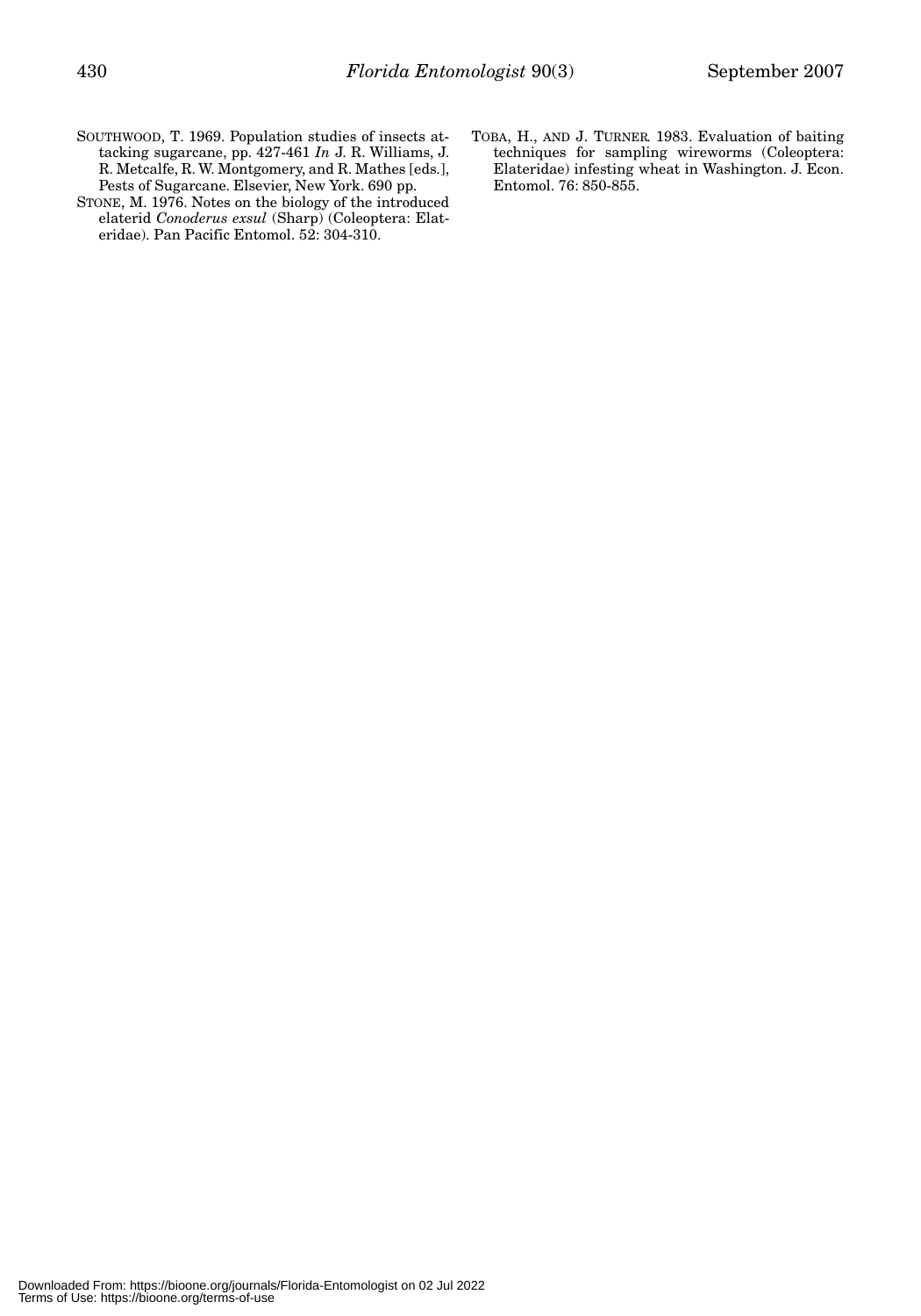SOUTHWOOD, T. 1969. Population studies of insects attacking sugarcane, pp. 427-461 *In* J. R. Williams, J. R. Metcalfe, R. W. Montgomery, and R. Mathes [eds.], Pests of Sugarcane. Elsevier, New York. 690 pp.

STONE, M. 1976. Notes on the biology of the introduced elaterid *Conoderus exsul* (Sharp) (Coleoptera: Elateridae). Pan Pacific Entomol. 52: 304-310.

TOBA, H., AND J. TURNER. 1983. Evaluation of baiting techniques for sampling wireworms (Coleoptera: Elateridae) infesting wheat in Washington. J. Econ. Entomol. 76: 850-855.

Downloaded From: https://bioone.org/journals/Florida-Entomologist on 02 Jul 2022
Terms of Use: https://bioone.org/terms-of-use